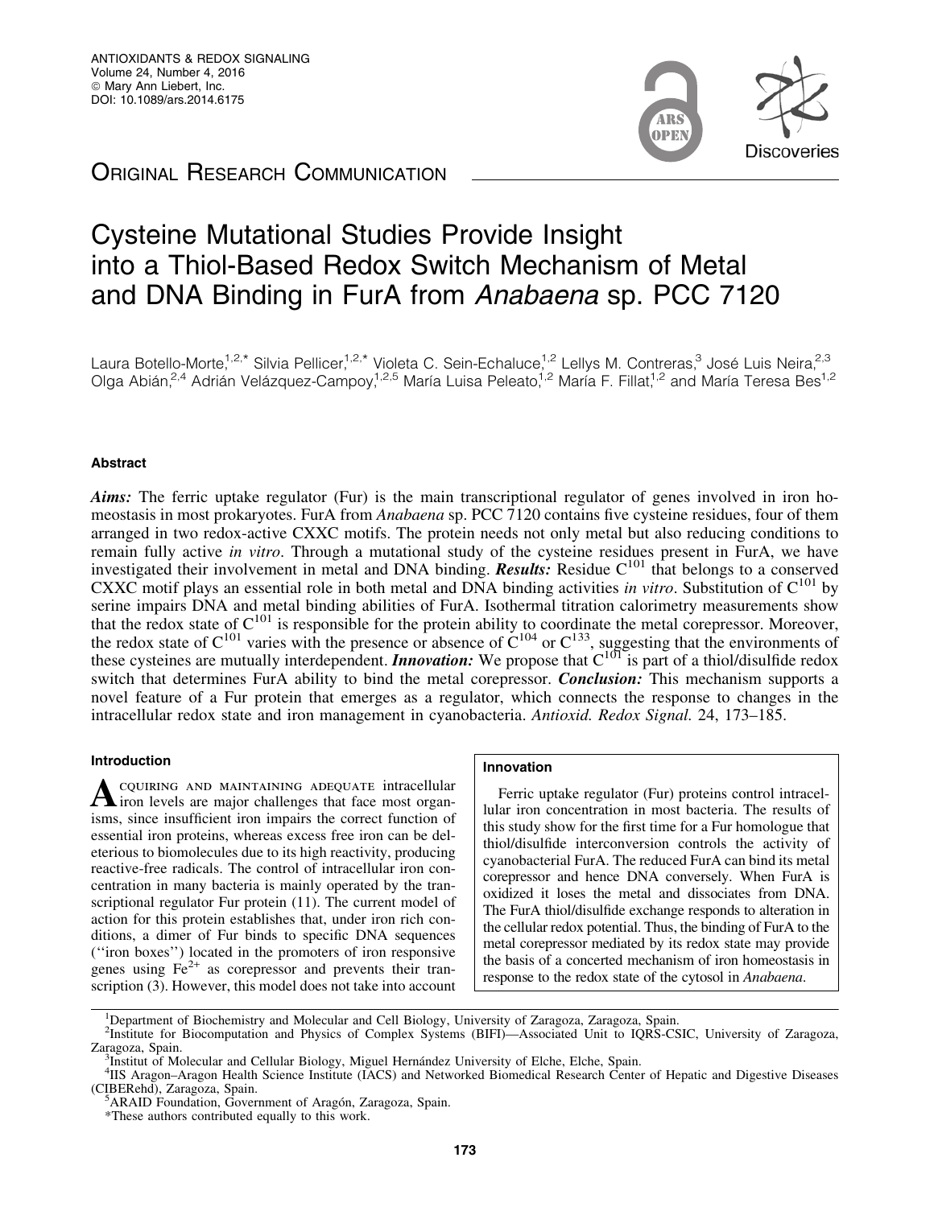ORIGINAL RESEARCH COMMUNICATION

# Cysteine Mutational Studies Provide Insight into a Thiol-Based Redox Switch Mechanism of Metal and DNA Binding in FurA from *Anabaena* sp. PCC 7120

Laura Botello-Morte,[1,2,*] Silvia Pellicer,[1,2,*] Violeta C. Sein-Echaluce,[1,2] Lellys M. Contreras,[3] José Luis Neira,[2,3] Olga Abián,[2,4] Adrián Velázquez-Campoy,[1,2,5] María Luisa Peleato,[1,2] María F. Fillat,[1,2] and María Teresa Bes[1,2]

## Abstract

***Aims:*** The ferric uptake regulator (Fur) is the main transcriptional regulator of genes involved in iron homeostasis in most prokaryotes. FurA from *Anabaena* sp. PCC 7120 contains five cysteine residues, four of them arranged in two redox-active CXXC motifs. The protein needs not only metal but also reducing conditions to remain fully active *in vitro*. Through a mutational study of the cysteine residues present in FurA, we have investigated their involvement in metal and DNA binding. ***Results:*** Residue $C^{101}$ that belongs to a conserved CXXC motif plays an essential role in both metal and DNA binding activities *in vitro*. Substitution of $C^{101}$ by serine impairs DNA and metal binding abilities of FurA. Isothermal titration calorimetry measurements show that the redox state of $C^{101}$ is responsible for the protein ability to coordinate the metal corepressor. Moreover, the redox state of $C^{101}$ varies with the presence or absence of $C^{104}$ or $C^{133}$, suggesting that the environments of these cysteines are mutually interdependent. ***Innovation:*** We propose that $C^{101}$ is part of a thiol/disulfide redox switch that determines FurA ability to bind the metal corepressor. ***Conclusion:*** This mechanism supports a novel feature of a Fur protein that emerges as a regulator, which connects the response to changes in the intracellular redox state and iron management in cyanobacteria. *Antioxid. Redox Signal.* 24, 173–185.

## Introduction

Acquiring and maintaining adequate intracellular iron levels are major challenges that face most organisms, since insufficient iron impairs the correct function of essential iron proteins, whereas excess free iron can be deleterious to biomolecules due to its high reactivity, producing reactive-free radicals. The control of intracellular iron concentration in many bacteria is mainly operated by the transcriptional regulator Fur protein (11). The current model of action for this protein establishes that, under iron rich conditions, a dimer of Fur binds to specific DNA sequences (''iron boxes'') located in the promoters of iron responsive genes using $Fe^{2+}$ as corepressor and prevents their transcription (3). However, this model does not take into account

## Innovation

Ferric uptake regulator (Fur) proteins control intracellular iron concentration in most bacteria. The results of this study show for the first time for a Fur homologue that thiol/disulfide interconversion controls the activity of cyanobacterial FurA. The reduced FurA can bind its metal corepressor and hence DNA conversely. When FurA is oxidized it loses the metal and dissociates from DNA. The FurA thiol/disulfide exchange responds to alteration in the cellular redox potential. Thus, the binding of FurA to the metal corepressor mediated by its redox state may provide the basis of a concerted mechanism of iron homeostasis in response to the redox state of the cytosol in *Anabaena*.

[1]Department of Biochemistry and Molecular and Cell Biology, University of Zaragoza, Zaragoza, Spain.
[2]Institute for Biocomputation and Physics of Complex Systems (BIFI)—Associated Unit to IQRS-CSIC, University of Zaragoza, Zaragoza, Spain.
[3]Institut of Molecular and Cellular Biology, Miguel Hernández University of Elche, Elche, Spain.
[4]IIS Aragon–Aragon Health Science Institute (IACS) and Networked Biomedical Research Center of Hepatic and Digestive Diseases (CIBERehd), Zaragoza, Spain.
[5]ARAID Foundation, Government of Aragón, Zaragoza, Spain.
*These authors contributed equally to this work.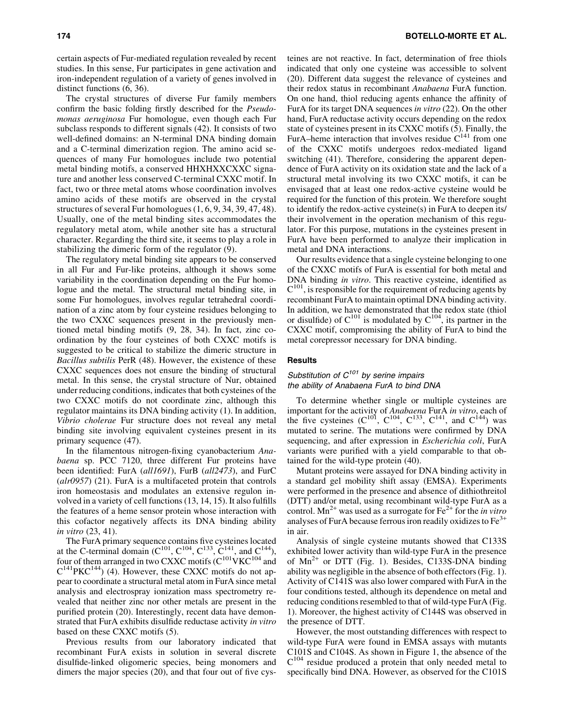certain aspects of Fur-mediated regulation revealed by recent studies. In this sense, Fur participates in gene activation and iron-independent regulation of a variety of genes involved in distinct functions (6, 36).

The crystal structures of diverse Fur family members confirm the basic folding firstly described for the *Pseudomonas aeruginosa* Fur homologue, even though each Fur subclass responds to different signals (42). It consists of two well-defined domains: an N-terminal DNA binding domain and a C-terminal dimerization region. The amino acid sequences of many Fur homologues include two potential metal binding motifs, a conserved HHXHXXCXXC signature and another less conserved C-terminal CXXC motif. In fact, two or three metal atoms whose coordination involves amino acids of these motifs are observed in the crystal structures of several Fur homologues (1, 6, 9, 34, 39, 47, 48). Usually, one of the metal binding sites accommodates the regulatory metal atom, while another site has a structural character. Regarding the third site, it seems to play a role in stabilizing the dimeric form of the regulator (9).

The regulatory metal binding site appears to be conserved in all Fur and Fur-like proteins, although it shows some variability in the coordination depending on the Fur homologue and the metal. The structural metal binding site, in some Fur homologues, involves regular tetrahedral coordination of a zinc atom by four cysteine residues belonging to the two CXXC sequences present in the previously mentioned metal binding motifs (9, 28, 34). In fact, zinc coordination by the four cysteines of both CXXC motifs is suggested to be critical to stabilize the dimeric structure in *Bacillus subtilis* PerR (48). However, the existence of these CXXC sequences does not ensure the binding of structural metal. In this sense, the crystal structure of Nur, obtained under reducing conditions, indicates that both cysteines of the two CXXC motifs do not coordinate zinc, although this regulator maintains its DNA binding activity (1). In addition, *Vibrio cholerae* Fur structure does not reveal any metal binding site involving equivalent cysteines present in its primary sequence (47).

In the filamentous nitrogen-fixing cyanobacterium *Anabaena* sp. PCC 7120, three different Fur proteins have been identified: FurA (*all1691*), FurB (*all2473*), and FurC (*alr0957*) (21). FurA is a multifaceted protein that controls iron homeostasis and modulates an extensive regulon involved in a variety of cell functions (13, 14, 15). It also fulfills the features of a heme sensor protein whose interaction with this cofactor negatively affects its DNA binding ability *in vitro* (23, 41).

The FurA primary sequence contains five cysteines located at the C-terminal domain ($C^{101}$, $C^{104}$, $C^{133}$, $C^{141}$, and $C^{144}$), four of them arranged in two CXXC motifs ($C^{101}VKC^{104}$ and $C^{141}PKC^{144}$) (4). However, these CXXC motifs do not appear to coordinate a structural metal atom in FurA since metal analysis and electrospray ionization mass spectrometry revealed that neither zinc nor other metals are present in the purified protein (20). Interestingly, recent data have demonstrated that FurA exhibits disulfide reductase activity *in vitro* based on these CXXC motifs (5).

Previous results from our laboratory indicated that recombinant FurA exists in solution in several discrete disulfide-linked oligomeric species, being monomers and dimers the major species (20), and that four out of five cysteines are not reactive. In fact, determination of free thiols indicated that only one cysteine was accessible to solvent (20). Different data suggest the relevance of cysteines and their redox status in recombinant *Anabaena* FurA function. On one hand, thiol reducing agents enhance the affinity of FurA for its target DNA sequences *in vitro* (22). On the other hand, FurA reductase activity occurs depending on the redox state of cysteines present in its CXXC motifs (5). Finally, the FurA–heme interaction that involves residue $C^{141}$ from one of the CXXC motifs undergoes redox-mediated ligand switching (41). Therefore, considering the apparent dependence of FurA activity on its oxidation state and the lack of a structural metal involving its two CXXC motifs, it can be envisaged that at least one redox-active cysteine would be required for the function of this protein. We therefore sought to identify the redox-active cysteine(s) in FurA to deepen its/their involvement in the operation mechanism of this regulator. For this purpose, mutations in the cysteines present in FurA have been performed to analyze their implication in metal and DNA interactions.

Our results evidence that a single cysteine belonging to one of the CXXC motifs of FurA is essential for both metal and DNA binding *in vitro*. This reactive cysteine, identified as $C^{101}$, is responsible for the requirement of reducing agents by recombinant FurA to maintain optimal DNA binding activity. In addition, we have demonstrated that the redox state (thiol or disulfide) of $C^{101}$ is modulated by $C^{104}$, its partner in the CXXC motif, compromising the ability of FurA to bind the metal corepressor necessary for DNA binding.

## Results

### *Substitution of $C^{101}$ by serine impairs the ability of Anabaena FurA to bind DNA*

To determine whether single or multiple cysteines are important for the activity of *Anabaena* FurA *in vitro*, each of the five cysteines ($C^{101}$, $C^{104}$, $C^{133}$, $C^{141}$, and $C^{144}$) was mutated to serine. The mutations were confirmed by DNA sequencing, and after expression in *Escherichia coli*, FurA variants were purified with a yield comparable to that obtained for the wild-type protein (40).

Mutant proteins were assayed for DNA binding activity in a standard gel mobility shift assay (EMSA). Experiments were performed in the presence and absence of dithiothreitol (DTT) and/or metal, using recombinant wild-type FurA as a control. $Mn^{2+}$ was used as a surrogate for $Fe^{2+}$ for the *in vitro* analyses of FurA because ferrous iron readily oxidizes to $Fe^{3+}$ in air.

Analysis of single cysteine mutants showed that C133S exhibited lower activity than wild-type FurA in the presence of $Mn^{2+}$ or DTT (Fig. 1). Besides, C133S-DNA binding ability was negligible in the absence of both effectors (Fig. 1). Activity of C141S was also lower compared with FurA in the four conditions tested, although its dependence on metal and reducing conditions resembled to that of wild-type FurA (Fig. 1). Moreover, the highest activity of C144S was observed in the presence of DTT.

However, the most outstanding differences with respect to wild-type FurA were found in EMSA assays with mutants C101S and C104S. As shown in Figure 1, the absence of the $C^{104}$ residue produced a protein that only needed metal to specifically bind DNA. However, as observed for the C101S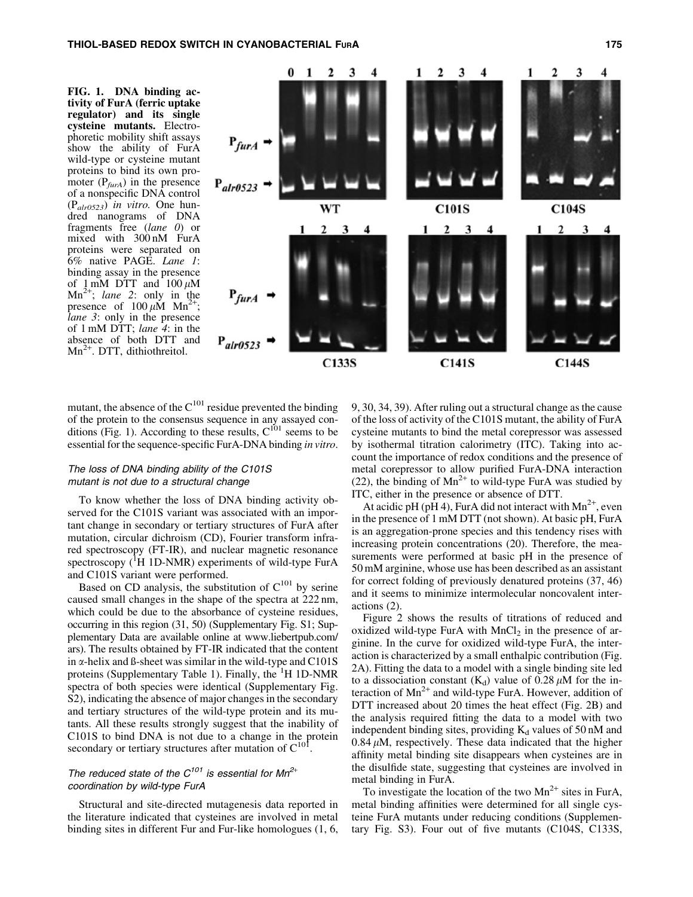**FIG. 1. DNA binding activity of FurA (ferric uptake regulator) and its single cysteine mutants.** Electrophoretic mobility shift assays show the ability of FurA wild-type or cysteine mutant proteins to bind its own promoter ($P_{furA}$) in the presence of a nonspecific DNA control ($P_{alr0523}$) *in vitro*. One hundred nanograms of DNA fragments free (*lane 0*) or mixed with 300 nM FurA proteins were separated on 6% native PAGE. *Lane 1*: binding assay in the presence of 1 mM DTT and 100 $\mu$M $Mn^{2+}$; *lane 2*: only in the presence of 100 $\mu$M $Mn^{2+}$; *lane 3*: only in the presence of 1 mM DTT; *lane 4*: in the absence of both DTT and $Mn^{2+}$. DTT, dithiothreitol.

mutant, the absence of the $C^{101}$ residue prevented the binding of the protein to the consensus sequence in any assayed conditions (Fig. 1). According to these results, $C^{101}$ seems to be essential for the sequence-specific FurA-DNA binding *in vitro*.

### *The loss of DNA binding ability of the C101S mutant is not due to a structural change*

To know whether the loss of DNA binding activity observed for the C101S variant was associated with an important change in secondary or tertiary structures of FurA after mutation, circular dichroism (CD), Fourier transform infrared spectroscopy (FT-IR), and nuclear magnetic resonance spectroscopy ($^1$H 1D-NMR) experiments of wild-type FurA and C101S variant were performed.

Based on CD analysis, the substitution of $C^{101}$ by serine caused small changes in the shape of the spectra at 222 nm, which could be due to the absorbance of cysteine residues, occurring in this region (31, 50) (Supplementary Fig. S1; Supplementary Data are available online at www.liebertpub.com/ars). The results obtained by FT-IR indicated that the content in $\alpha$-helix and ß-sheet was similar in the wild-type and C101S proteins (Supplementary Table 1). Finally, the $^1$H 1D-NMR spectra of both species were identical (Supplementary Fig. S2), indicating the absence of major changes in the secondary and tertiary structures of the wild-type protein and its mutants. All these results strongly suggest that the inability of C101S to bind DNA is not due to a change in the protein secondary or tertiary structures after mutation of $C^{101}$.

### *The reduced state of the $C^{101}$ is essential for $Mn^{2+}$ coordination by wild-type FurA*

Structural and site-directed mutagenesis data reported in the literature indicated that cysteines are involved in metal binding sites in different Fur and Fur-like homologues (1, 6, 9, 30, 34, 39). After ruling out a structural change as the cause of the loss of activity of the C101S mutant, the ability of FurA cysteine mutants to bind the metal corepressor was assessed by isothermal titration calorimetry (ITC). Taking into account the importance of redox conditions and the presence of metal corepressor to allow purified FurA-DNA interaction (22), the binding of $Mn^{2+}$ to wild-type FurA was studied by ITC, either in the presence or absence of DTT.

At acidic pH (pH 4), FurA did not interact with $Mn^{2+}$, even in the presence of 1 mM DTT (not shown). At basic pH, FurA is an aggregation-prone species and this tendency rises with increasing protein concentrations (20). Therefore, the measurements were performed at basic pH in the presence of 50 mM arginine, whose use has been described as an assistant for correct folding of previously denatured proteins (37, 46) and it seems to minimize intermolecular noncovalent interactions (2).

Figure 2 shows the results of titrations of reduced and oxidized wild-type FurA with $MnCl_2$ in the presence of arginine. In the curve for oxidized wild-type FurA, the interaction is characterized by a small enthalpic contribution (Fig. 2A). Fitting the data to a model with a single binding site led to a dissociation constant ($K_d$) value of 0.28 $\mu$M for the interaction of $Mn^{2+}$ and wild-type FurA. However, addition of DTT increased about 20 times the heat effect (Fig. 2B) and the analysis required fitting the data to a model with two independent binding sites, providing $K_d$ values of 50 nM and 0.84 $\mu$M, respectively. These data indicated that the higher affinity metal binding site disappears when cysteines are in the disulfide state, suggesting that cysteines are involved in metal binding in FurA.

To investigate the location of the two $Mn^{2+}$ sites in FurA, metal binding affinities were determined for all single cysteine FurA mutants under reducing conditions (Supplementary Fig. S3). Four out of five mutants (C104S, C133S,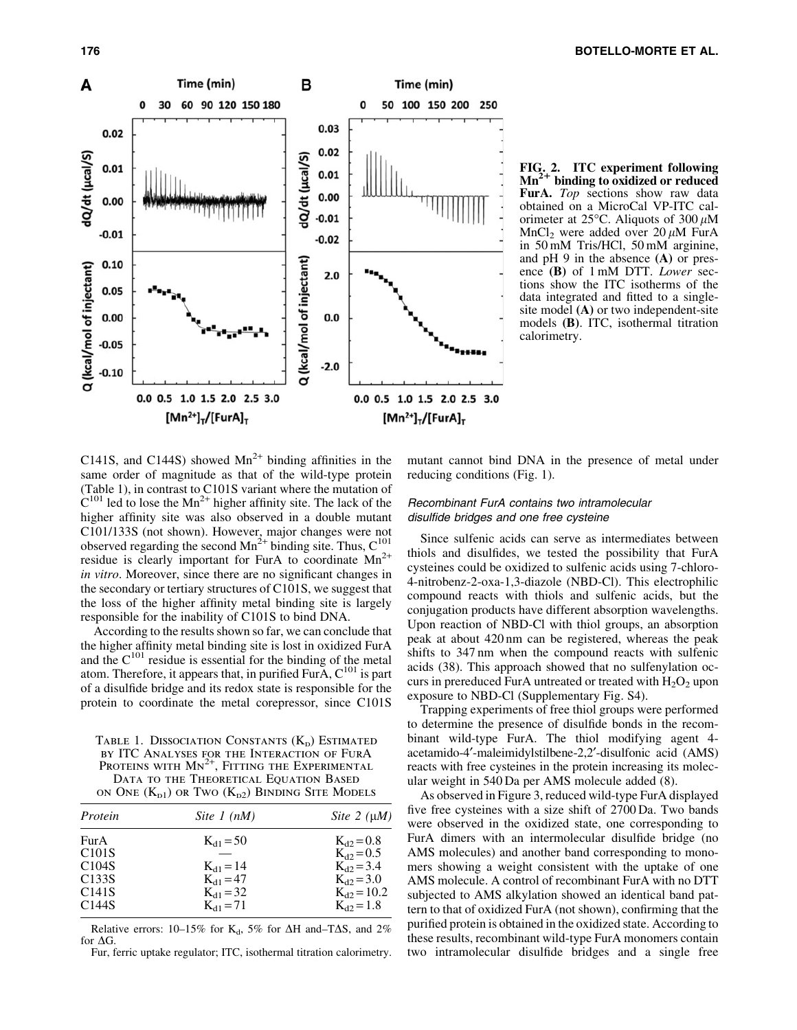FIG. 2. ITC experiment following $Mn^{2+}$ binding to oxidized or reduced FurA. *Top* sections show raw data obtained on a MicroCal VP-ITC calorimeter at 25°C. Aliquots of 300 $\mu$M $MnCl_2$ were added over 20 $\mu$M FurA in 50 mM Tris/HCl, 50 mM arginine, and pH 9 in the absence **(A)** or presence **(B)** of 1 mM DTT. *Lower* sections show the ITC isotherms of the data integrated and fitted to a single-site model **(A)** or two independent-site models **(B)**. ITC, isothermal titration calorimetry.

C141S, and C144S) showed $Mn^{2+}$ binding affinities in the same order of magnitude as that of the wild-type protein (Table 1), in contrast to C101S variant where the mutation of $C^{101}$ led to lose the $Mn^{2+}$ higher affinity site. The lack of the higher affinity site was also observed in a double mutant C101/133S (not shown). However, major changes were not observed regarding the second $Mn^{2+}$ binding site. Thus, $C^{101}$ residue is clearly important for FurA to coordinate $Mn^{2+}$ *in vitro*. Moreover, since there are no significant changes in the secondary or tertiary structures of C101S, we suggest that the loss of the higher affinity metal binding site is largely responsible for the inability of C101S to bind DNA.

According to the results shown so far, we can conclude that the higher affinity metal binding site is lost in oxidized FurA and the $C^{101}$ residue is essential for the binding of the metal atom. Therefore, it appears that, in purified FurA, $C^{101}$ is part of a disulfide bridge and its redox state is responsible for the protein to coordinate the metal corepressor, since C101S mutant cannot bind DNA in the presence of metal under reducing conditions (Fig. 1).

Table 1. Dissociation Constants ($K_D$) Estimated by ITC Analyses for the Interaction of FurA Proteins with $Mn^{2+}$, Fitting the Experimental Data to the Theoretical Equation Based on One ($K_{D1}$) or Two ($K_{D2}$) Binding Site Models

| *Protein* | *Site 1 (nM)* | *Site 2 ($\mu$M)* |
|---|---|---|
| FurA | $K_{d1}=50$ | $K_{d2}=0.8$ |
| C101S | — | $K_{d2}=0.5$ |
| C104S | $K_{d1}=14$ | $K_{d2}=3.4$ |
| C133S | $K_{d1}=47$ | $K_{d2}=3.0$ |
| C141S | $K_{d1}=32$ | $K_{d2}=10.2$ |
| C144S | $K_{d1}=71$ | $K_{d2}=1.8$ |

Relative errors: 10–15% for $K_d$, 5% for $\Delta H$ and $-T\Delta S$, and 2% for $\Delta G$.

Fur, ferric uptake regulator; ITC, isothermal titration calorimetry.

### *Recombinant FurA contains two intramolecular disulfide bridges and one free cysteine*

Since sulfenic acids can serve as intermediates between thiols and disulfides, we tested the possibility that FurA cysteines could be oxidized to sulfenic acids using 7-chloro-4-nitrobenz-2-oxa-1,3-diazole (NBD-Cl). This electrophilic compound reacts with thiols and sulfenic acids, but the conjugation products have different absorption wavelengths. Upon reaction of NBD-Cl with thiol groups, an absorption peak at about 420 nm can be registered, whereas the peak shifts to 347 nm when the compound reacts with sulfenic acids (38). This approach showed that no sulfenylation occurs in prereduced FurA untreated or treated with $H_2O_2$ upon exposure to NBD-Cl (Supplementary Fig. S4).

Trapping experiments of free thiol groups were performed to determine the presence of disulfide bonds in the recombinant wild-type FurA. The thiol modifying agent 4-acetamido-4′-maleimidylstilbene-2,2′-disulfonic acid (AMS) reacts with free cysteines in the protein increasing its molecular weight in 540 Da per AMS molecule added (8).

As observed in Figure 3, reduced wild-type FurA displayed five free cysteines with a size shift of 2700 Da. Two bands were observed in the oxidized state, one corresponding to FurA dimers with an intermolecular disulfide bridge (no AMS molecules) and another band corresponding to monomers showing a weight consistent with the uptake of one AMS molecule. A control of recombinant FurA with no DTT subjected to AMS alkylation showed an identical band pattern to that of oxidized FurA (not shown), confirming that the purified protein is obtained in the oxidized state. According to these results, recombinant wild-type FurA monomers contain two intramolecular disulfide bridges and a single free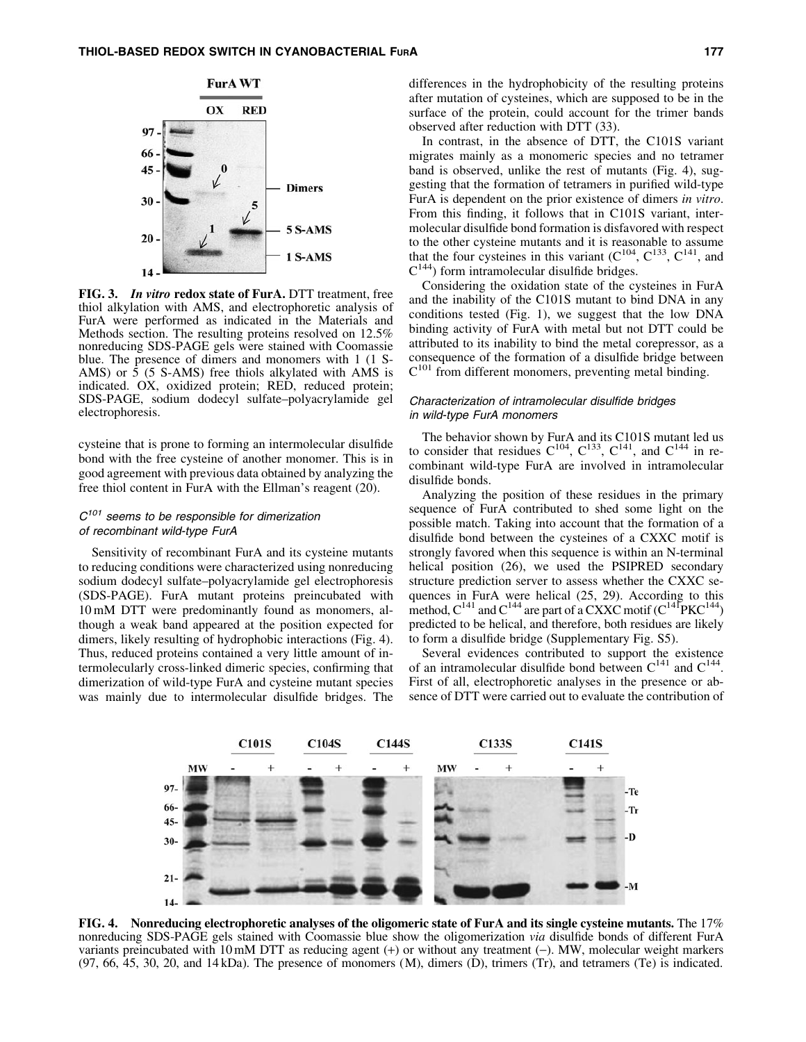**FIG. 3.** ***In vitro*** **redox state of FurA.** DTT treatment, free thiol alkylation with AMS, and electrophoretic analysis of FurA were performed as indicated in the Materials and Methods section. The resulting proteins resolved on 12.5% nonreducing SDS-PAGE gels were stained with Coomassie blue. The presence of dimers and monomers with 1 (1 S-AMS) or 5 (5 S-AMS) free thiols alkylated with AMS is indicated. OX, oxidized protein; RED, reduced protein; SDS-PAGE, sodium dodecyl sulfate–polyacrylamide gel electrophoresis.

cysteine that is prone to forming an intermolecular disulfide bond with the free cysteine of another monomer. This is in good agreement with previous data obtained by analyzing the free thiol content in FurA with the Ellman's reagent (20).

### $C^{101}$ seems to be responsible for dimerization of recombinant wild-type FurA

Sensitivity of recombinant FurA and its cysteine mutants to reducing conditions were characterized using nonreducing sodium dodecyl sulfate–polyacrylamide gel electrophoresis (SDS-PAGE). FurA mutant proteins preincubated with 10 mM DTT were predominantly found as monomers, although a weak band appeared at the position expected for dimers, likely resulting of hydrophobic interactions (Fig. 4). Thus, reduced proteins contained a very little amount of intermolecularly cross-linked dimeric species, confirming that dimerization of wild-type FurA and cysteine mutant species was mainly due to intermolecular disulfide bridges. The differences in the hydrophobicity of the resulting proteins after mutation of cysteines, which are supposed to be in the surface of the protein, could account for the trimer bands observed after reduction with DTT (33).

In contrast, in the absence of DTT, the C101S variant migrates mainly as a monomeric species and no tetramer band is observed, unlike the rest of mutants (Fig. 4), suggesting that the formation of tetramers in purified wild-type FurA is dependent on the prior existence of dimers *in vitro*. From this finding, it follows that in C101S variant, intermolecular disulfide bond formation is disfavored with respect to the other cysteine mutants and it is reasonable to assume that the four cysteines in this variant ($C^{104}$, $C^{133}$, $C^{141}$, and $C^{144}$) form intramolecular disulfide bridges.

Considering the oxidation state of the cysteines in FurA and the inability of the C101S mutant to bind DNA in any conditions tested (Fig. 1), we suggest that the low DNA binding activity of FurA with metal but not DTT could be attributed to its inability to bind the metal corepressor, as a consequence of the formation of a disulfide bridge between $C^{101}$ from different monomers, preventing metal binding.

### Characterization of intramolecular disulfide bridges in wild-type FurA monomers

The behavior shown by FurA and its C101S mutant led us to consider that residues $C^{104}$, $C^{133}$, $C^{141}$, and $C^{144}$ in recombinant wild-type FurA are involved in intramolecular disulfide bonds.

Analyzing the position of these residues in the primary sequence of FurA contributed to shed some light on the possible match. Taking into account that the formation of a disulfide bond between the cysteines of a CXXC motif is strongly favored when this sequence is within an N-terminal helical position (26), we used the PSIPRED secondary structure prediction server to assess whether the CXXC sequences in FurA were helical (25, 29). According to this method, $C^{141}$ and $C^{144}$ are part of a CXXC motif ($C^{141}$PK$C^{144}$) predicted to be helical, and therefore, both residues are likely to form a disulfide bridge (Supplementary Fig. S5).

Several evidences contributed to support the existence of an intramolecular disulfide bond between $C^{141}$ and $C^{144}$. First of all, electrophoretic analyses in the presence or absence of DTT were carried out to evaluate the contribution of

**FIG. 4. Nonreducing electrophoretic analyses of the oligomeric state of FurA and its single cysteine mutants.** The 17% nonreducing SDS-PAGE gels stained with Coomassie blue show the oligomerization *via* disulfide bonds of different FurA variants preincubated with 10 mM DTT as reducing agent (+) or without any treatment (−). MW, molecular weight markers (97, 66, 45, 30, 20, and 14 kDa). The presence of monomers (M), dimers (D), trimers (Tr), and tetramers (Te) is indicated.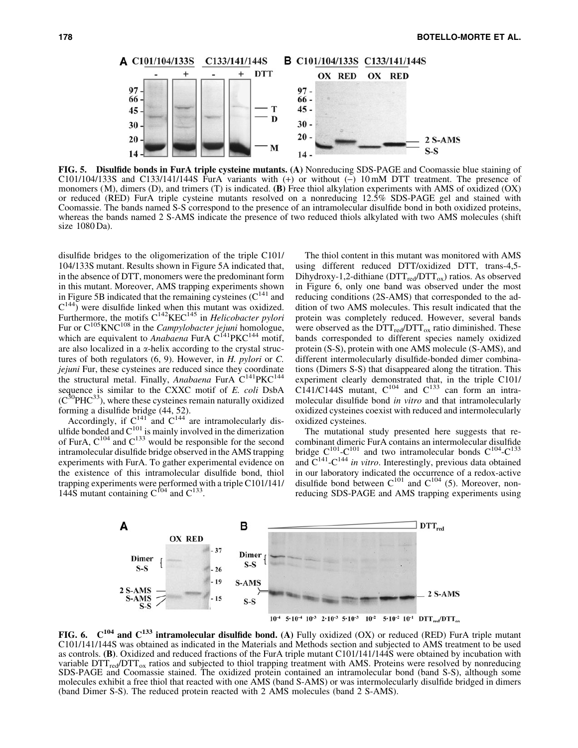**FIG. 5. Disulfide bonds in FurA triple cysteine mutants. (A)** Nonreducing SDS-PAGE and Coomassie blue staining of C101/104/133S and C133/141/144S FurA variants with (+) or without (–) 10 mM DTT treatment. The presence of monomers (M), dimers (D), and trimers (T) is indicated. **(B)** Free thiol alkylation experiments with AMS of oxidized (OX) or reduced (RED) FurA triple cysteine mutants resolved on a nonreducing 12.5% SDS-PAGE gel and stained with Coomassie. The bands named S-S correspond to the presence of an intramolecular disulfide bond in both oxidized proteins, whereas the bands named 2 S-AMS indicate the presence of two reduced thiols alkylated with two AMS molecules (shift size 1080 Da).

disulfide bridges to the oligomerization of the triple C101/104/133S mutant. Results shown in Figure 5A indicated that, in the absence of DTT, monomers were the predominant form in this mutant. Moreover, AMS trapping experiments shown in Figure 5B indicated that the remaining cysteines ($C^{141}$ and $C^{144}$) were disulfide linked when this mutant was oxidized. Furthermore, the motifs $C^{142}KEC^{145}$ in *Helicobacter pylori* Fur or $C^{105}KNC^{108}$ in the *Campylobacter jejuni* homologue, which are equivalent to *Anabaena* FurA $C^{141}PKC^{144}$ motif, are also localized in a α-helix according to the crystal structures of both regulators (6, 9). However, in *H. pylori* or *C. jejuni* Fur, these cysteines are reduced since they coordinate the structural metal. Finally, *Anabaena* FurA $C^{141}PKC^{144}$ sequence is similar to the CXXC motif of *E. coli* DsbA ($C^{30}PHC^{33}$), where these cysteines remain naturally oxidized forming a disulfide bridge (44, 52).

Accordingly, if $C^{141}$ and $C^{144}$ are intramolecularly disulfide bonded and $C^{101}$ is mainly involved in the dimerization of FurA, $C^{104}$ and $C^{133}$ would be responsible for the second intramolecular disulfide bridge observed in the AMS trapping experiments with FurA. To gather experimental evidence on the existence of this intramolecular disulfide bond, thiol trapping experiments were performed with a triple C101/141/144S mutant containing $C^{104}$ and $C^{133}$.

The thiol content in this mutant was monitored with AMS using different reduced DTT/oxidized DTT, trans-4,5-Dihydroxy-1,2-dithiane ($DTT_{red}/DTT_{ox}$) ratios. As observed in Figure 6, only one band was observed under the most reducing conditions (2S-AMS) that corresponded to the addition of two AMS molecules. This result indicated that the protein was completely reduced. However, several bands were observed as the $DTT_{red}/DTT_{ox}$ ratio diminished. These bands corresponded to different species namely oxidized protein (S-S), protein with one AMS molecule (S-AMS), and different intermolecularly disulfide-bonded dimer combinations (Dimers S-S) that disappeared along the titration. This experiment clearly demonstrated that, in the triple C101/C141/C144S mutant, $C^{104}$ and $C^{133}$ can form an intramolecular disulfide bond *in vitro* and that intramolecularly oxidized cysteines coexist with reduced and intermolecularly oxidized cysteines.

The mutational study presented here suggests that recombinant dimeric FurA contains an intermolecular disulfide bridge $C^{101}$-$C^{101}$ and two intramolecular bonds $C^{104}$-$C^{133}$ and $C^{141}$-$C^{144}$ *in vitro*. Interestingly, previous data obtained in our laboratory indicated the occurrence of a redox-active disulfide bond between $C^{101}$ and $C^{104}$ (5). Moreover, nonreducing SDS-PAGE and AMS trapping experiments using

**FIG. 6. $C^{104}$ and $C^{133}$ intramolecular disulfide bond. (A)** Fully oxidized (OX) or reduced (RED) FurA triple mutant C101/141/144S was obtained as indicated in the Materials and Methods section and subjected to AMS treatment to be used as controls. **(B)**. Oxidized and reduced fractions of the FurA triple mutant C101/141/144S were obtained by incubation with variable $DTT_{red}/DTT_{ox}$ ratios and subjected to thiol trapping treatment with AMS. Proteins were resolved by nonreducing SDS-PAGE and Coomassie stained. The oxidized protein contained an intramolecular bond (band S-S), although some molecules exhibit a free thiol that reacted with one AMS (band S-AMS) or was intermolecularly disulfide bridged in dimers (band Dimer S-S). The reduced protein reacted with 2 AMS molecules (band 2 S-AMS).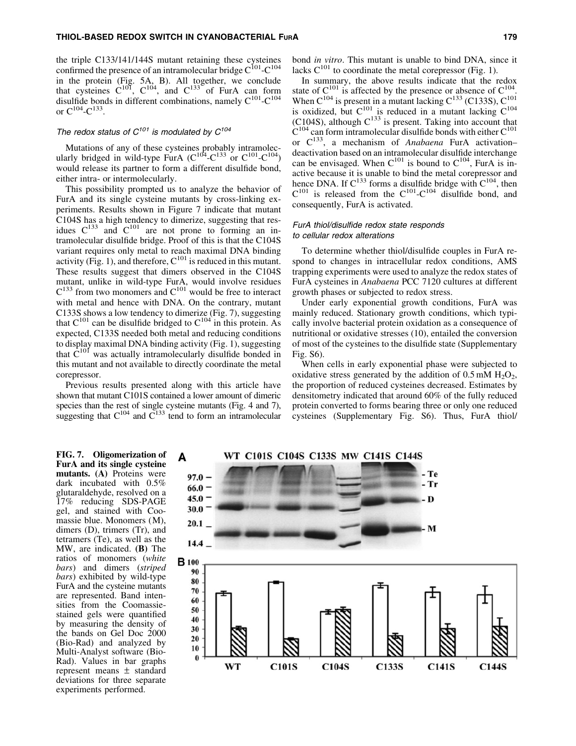the triple C133/141/144S mutant retaining these cysteines confirmed the presence of an intramolecular bridge $C^{101}$-$C^{104}$ in the protein (Fig. 5A, B). All together, we conclude that cysteines $C^{101}$, $C^{104}$, and $C^{133}$ of FurA can form disulfide bonds in different combinations, namely $C^{101}$-$C^{104}$ or $C^{104}$-$C^{133}$.

### *The redox status of $C^{101}$ is modulated by $C^{104}$*

Mutations of any of these cysteines probably intramolecularly bridged in wild-type FurA ($C^{104}$-$C^{133}$ or $C^{101}$-$C^{104}$) would release its partner to form a different disulfide bond, either intra- or intermolecularly.

This possibility prompted us to analyze the behavior of FurA and its single cysteine mutants by cross-linking experiments. Results shown in Figure 7 indicate that mutant C104S has a high tendency to dimerize, suggesting that residues $C^{133}$ and $C^{101}$ are not prone to forming an intramolecular disulfide bridge. Proof of this is that the C104S variant requires only metal to reach maximal DNA binding activity (Fig. 1), and therefore, $C^{101}$ is reduced in this mutant. These results suggest that dimers observed in the C104S mutant, unlike in wild-type FurA, would involve residues $C^{133}$ from two monomers and $C^{101}$ would be free to interact with metal and hence with DNA. On the contrary, mutant C133S shows a low tendency to dimerize (Fig. 7), suggesting that $C^{101}$ can be disulfide bridged to $C^{104}$ in this protein. As expected, C133S needed both metal and reducing conditions to display maximal DNA binding activity (Fig. 1), suggesting that $C^{101}$ was actually intramolecularly disulfide bonded in this mutant and not available to directly coordinate the metal corepressor.

Previous results presented along with this article have shown that mutant C101S contained a lower amount of dimeric species than the rest of single cysteine mutants (Fig. 4 and 7), suggesting that $C^{104}$ and $C^{133}$ tend to form an intramolecular bond *in vitro*. This mutant is unable to bind DNA, since it lacks $C^{101}$ to coordinate the metal corepressor (Fig. 1).

In summary, the above results indicate that the redox state of $C^{101}$ is affected by the presence or absence of $C^{104}$. When $C^{104}$ is present in a mutant lacking $C^{133}$ (C133S), $C^{101}$ is oxidized, but $C^{101}$ is reduced in a mutant lacking $C^{104}$ (C104S), although $C^{133}$ is present. Taking into account that $C^{104}$ can form intramolecular disulfide bonds with either $C^{101}$ or $C^{133}$, a mechanism of *Anabaena* FurA activation–deactivation based on an intramolecular disulfide interchange can be envisaged. When $C^{101}$ is bound to $C^{104}$, FurA is inactive because it is unable to bind the metal corepressor and hence DNA. If $C^{133}$ forms a disulfide bridge with $C^{104}$, then $C^{101}$ is released from the $C^{101}$-$C^{104}$ disulfide bond, and consequently, FurA is activated.

### *FurA thiol/disulfide redox state responds to cellular redox alterations*

To determine whether thiol/disulfide couples in FurA respond to changes in intracellular redox conditions, AMS trapping experiments were used to analyze the redox states of FurA cysteines in *Anabaena* PCC 7120 cultures at different growth phases or subjected to redox stress.

Under early exponential growth conditions, FurA was mainly reduced. Stationary growth conditions, which typically involve bacterial protein oxidation as a consequence of nutritional or oxidative stresses (10), entailed the conversion of most of the cysteines to the disulfide state (Supplementary Fig. S6).

When cells in early exponential phase were subjected to oxidative stress generated by the addition of 0.5 mM $H_2O_2$, the proportion of reduced cysteines decreased. Estimates by densitometry indicated that around 60% of the fully reduced protein converted to forms bearing three or only one reduced cysteines (Supplementary Fig. S6). Thus, FurA thiol/

**FIG. 7. Oligomerization of FurA and its single cysteine mutants. (A)** Proteins were dark incubated with 0.5% glutaraldehyde, resolved on a 17% reducing SDS-PAGE gel, and stained with Coomassie blue. Monomers (M), dimers (D), trimers (Tr), and tetramers (Te), as well as the MW, are indicated. **(B)** The ratios of monomers (*white bars*) and dimers (*striped bars*) exhibited by wild-type FurA and the cysteine mutants are represented. Band intensities from the Coomassie-stained gels were quantified by measuring the density of the bands on Gel Doc 2000 (Bio-Rad) and analyzed by Multi-Analyst software (Bio-Rad). Values in bar graphs represent means ± standard deviations for three separate experiments performed.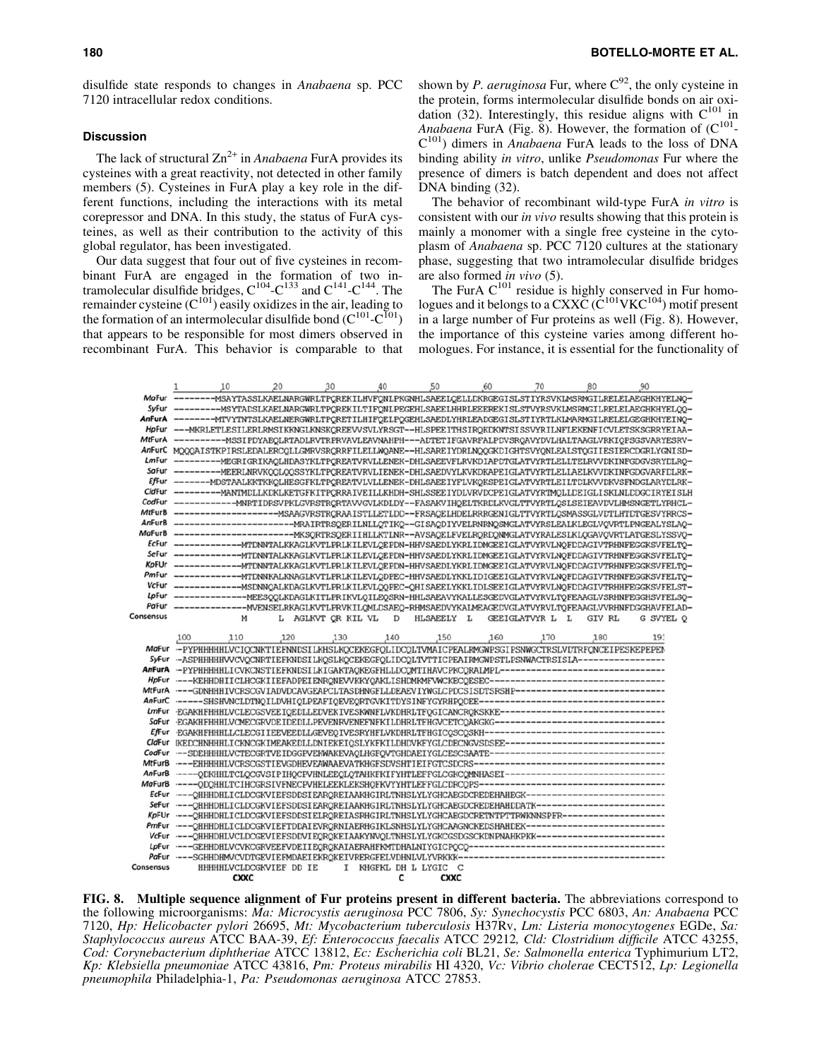disulfide state responds to changes in *Anabaena* sp. PCC 7120 intracellular redox conditions.

## Discussion

The lack of structural $Zn^{2+}$ in *Anabaena* FurA provides its cysteines with a great reactivity, not detected in other family members (5). Cysteines in FurA play a key role in the different functions, including the interactions with its metal corepressor and DNA. In this study, the status of FurA cysteines, as well as their contribution to the activity of this global regulator, has been investigated.

Our data suggest that four out of five cysteines in recombinant FurA are engaged in the formation of two intramolecular disulfide bridges, $C^{104}$-$C^{133}$ and $C^{141}$-$C^{144}$. The remainder cysteine ($C^{101}$) easily oxidizes in the air, leading to the formation of an intermolecular disulfide bond ($C^{101}$-$C^{101}$) that appears to be responsible for most dimers observed in recombinant FurA. This behavior is comparable to that shown by *P. aeruginosa* Fur, where $C^{92}$, the only cysteine in the protein, forms intermolecular disulfide bonds on air oxidation (32). Interestingly, this residue aligns with $C^{101}$ in *Anabaena* FurA (Fig. 8). However, the formation of ($C^{101}$-$C^{101}$) dimers in *Anabaena* FurA leads to the loss of DNA binding ability *in vitro*, unlike *Pseudomonas* Fur where the presence of dimers is batch dependent and does not affect DNA binding (32).

The behavior of recombinant wild-type FurA *in vitro* is consistent with our *in vivo* results showing that this protein is mainly a monomer with a single free cysteine in the cytoplasm of *Anabaena* sp. PCC 7120 cultures at the stationary phase, suggesting that two intramolecular disulfide bridges are also formed *in vivo* (5).

The FurA $C^{101}$ residue is highly conserved in Fur homologues and it belongs to a CXXC ($C^{101}VKC^{104}$) motif present in a large number of Fur proteins as well (Fig. 8). However, the importance of this cysteine varies among different homologues. For instance, it is essential for the functionality of

**FIG. 8. Multiple sequence alignment of Fur proteins present in different bacteria.** The abbreviations correspond to the following microorganisms: *Ma: Microcystis aeruginosa* PCC 7806, *Sy: Synechocystis* PCC 6803, *An: Anabaena* PCC 7120, *Hp: Helicobacter pylori* 26695, *Mt: Mycobacterium tuberculosis* H37Rv, *Lm: Listeria monocytogenes* EGDe, *Sa: Staphylococcus aureus* ATCC BAA-39, *Ef: Enterococcus faecalis* ATCC 29212*, Cld: Clostridium difficile* ATCC 43255, *Cod: Corynebacterium diphtheriae* ATCC 13812, *Ec: Escherichia coli* BL21, *Se: Salmonella enterica* Typhimurium LT2, *Kp: Klebsiella pneumoniae* ATCC 43816, *Pm: Proteus mirabilis* HI 4320, *Vc: Vibrio cholerae* CECT512, *Lp: Legionella pneumophila* Philadelphia-1, *Pa: Pseudomonas aeruginosa* ATCC 27853.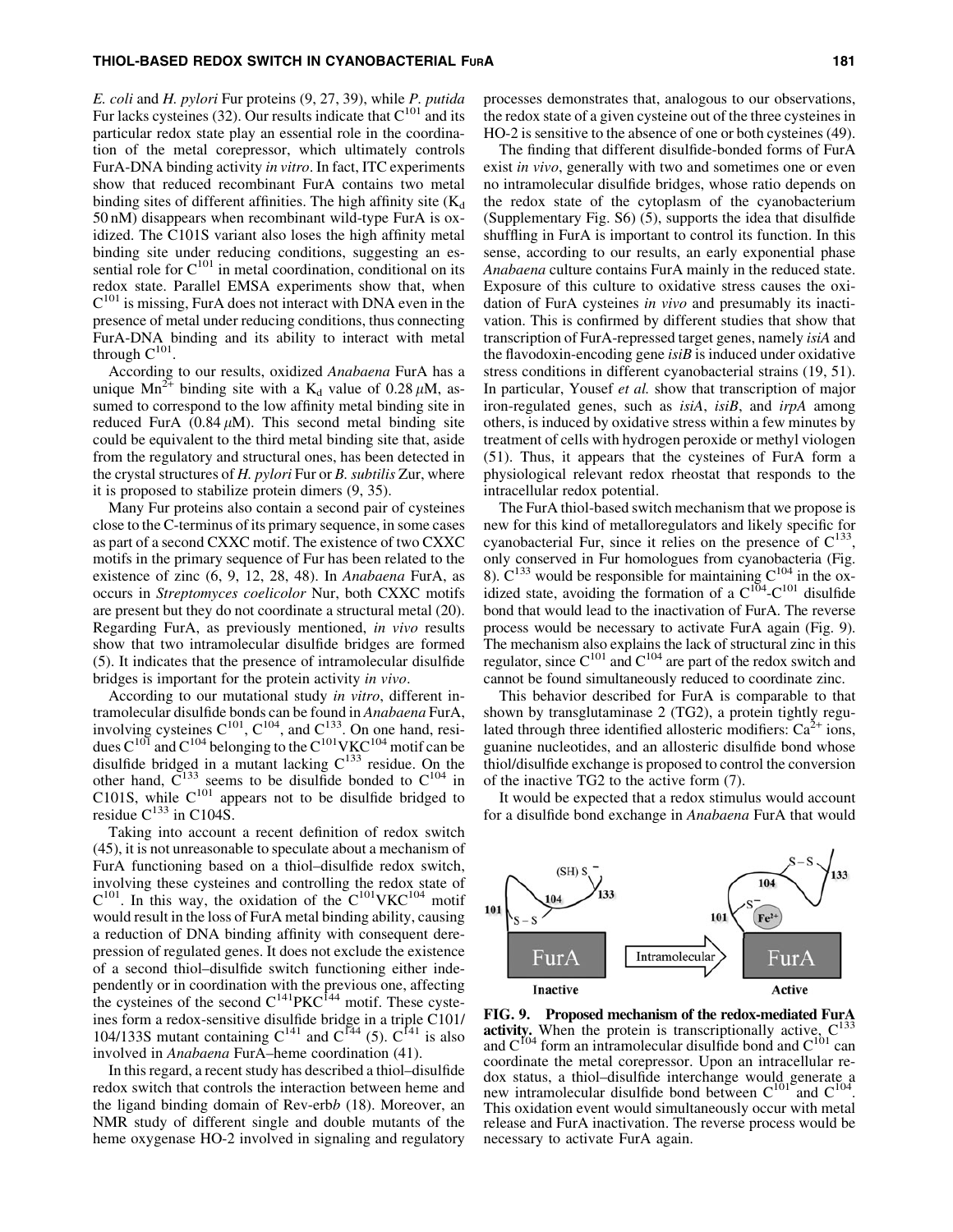*E. coli* and *H. pylori* Fur proteins (9, 27, 39), while *P. putida* Fur lacks cysteines (32). Our results indicate that $C^{101}$ and its particular redox state play an essential role in the coordination of the metal corepressor, which ultimately controls FurA-DNA binding activity *in vitro*. In fact, ITC experiments show that reduced recombinant FurA contains two metal binding sites of different affinities. The high affinity site ($K_d$ 50 nM) disappears when recombinant wild-type FurA is oxidized. The C101S variant also loses the high affinity metal binding site under reducing conditions, suggesting an essential role for $C^{101}$ in metal coordination, conditional on its redox state. Parallel EMSA experiments show that, when $C^{101}$ is missing, FurA does not interact with DNA even in the presence of metal under reducing conditions, thus connecting FurA-DNA binding and its ability to interact with metal through $C^{101}$.

According to our results, oxidized *Anabaena* FurA has a unique $Mn^{2+}$ binding site with a $K_d$ value of 0.28 $\mu$M, assumed to correspond to the low affinity metal binding site in reduced FurA (0.84 $\mu$M). This second metal binding site could be equivalent to the third metal binding site that, aside from the regulatory and structural ones, has been detected in the crystal structures of *H. pylori* Fur or *B. subtilis* Zur, where it is proposed to stabilize protein dimers (9, 35).

Many Fur proteins also contain a second pair of cysteines close to the C-terminus of its primary sequence, in some cases as part of a second CXXC motif. The existence of two CXXC motifs in the primary sequence of Fur has been related to the existence of zinc (6, 9, 12, 28, 48). In *Anabaena* FurA, as occurs in *Streptomyces coelicolor* Nur, both CXXC motifs are present but they do not coordinate a structural metal (20). Regarding FurA, as previously mentioned, *in vivo* results show that two intramolecular disulfide bridges are formed (5). It indicates that the presence of intramolecular disulfide bridges is important for the protein activity *in vivo*.

According to our mutational study *in vitro*, different intramolecular disulfide bonds can be found in *Anabaena* FurA, involving cysteines $C^{101}$, $C^{104}$, and $C^{133}$. On one hand, residues $C^{101}$ and $C^{104}$ belonging to the $C^{101}VKC^{104}$ motif can be disulfide bridged in a mutant lacking $C^{133}$ residue. On the other hand, $C^{133}$ seems to be disulfide bonded to $C^{104}$ in C101S, while $C^{101}$ appears not to be disulfide bridged to residue $C^{133}$ in C104S.

Taking into account a recent definition of redox switch (45), it is not unreasonable to speculate about a mechanism of FurA functioning based on a thiol–disulfide redox switch, involving these cysteines and controlling the redox state of $C^{101}$. In this way, the oxidation of the $C^{101}VKC^{104}$ motif would result in the loss of FurA metal binding ability, causing a reduction of DNA binding affinity with consequent derepression of regulated genes. It does not exclude the existence of a second thiol–disulfide switch functioning either independently or in coordination with the previous one, affecting the cysteines of the second $C^{141}PKC^{144}$ motif. These cysteines form a redox-sensitive disulfide bridge in a triple C101/104/133S mutant containing $C^{141}$ and $C^{144}$ (5). $C^{141}$ is also involved in *Anabaena* FurA–heme coordination (41).

In this regard, a recent study has described a thiol–disulfide redox switch that controls the interaction between heme and the ligand binding domain of Rev-erb*b* (18). Moreover, an NMR study of different single and double mutants of the heme oxygenase HO-2 involved in signaling and regulatory processes demonstrates that, analogous to our observations, the redox state of a given cysteine out of the three cysteines in HO-2 is sensitive to the absence of one or both cysteines (49).

The finding that different disulfide-bonded forms of FurA exist *in vivo*, generally with two and sometimes one or even no intramolecular disulfide bridges, whose ratio depends on the redox state of the cytoplasm of the cyanobacterium (Supplementary Fig. S6) (5), supports the idea that disulfide shuffling in FurA is important to control its function. In this sense, according to our results, an early exponential phase *Anabaena* culture contains FurA mainly in the reduced state. Exposure of this culture to oxidative stress causes the oxidation of FurA cysteines *in vivo* and presumably its inactivation. This is confirmed by different studies that show that transcription of FurA-repressed target genes, namely *isiA* and the flavodoxin-encoding gene *isiB* is induced under oxidative stress conditions in different cyanobacterial strains (19, 51). In particular, Yousef *et al.* show that transcription of major iron-regulated genes, such as *isiA*, *isiB*, and *irpA* among others, is induced by oxidative stress within a few minutes by treatment of cells with hydrogen peroxide or methyl viologen (51). Thus, it appears that the cysteines of FurA form a physiological relevant redox rheostat that responds to the intracellular redox potential.

The FurA thiol-based switch mechanism that we propose is new for this kind of metalloregulators and likely specific for cyanobacterial Fur, since it relies on the presence of $C^{133}$, only conserved in Fur homologues from cyanobacteria (Fig. 8). $C^{133}$ would be responsible for maintaining $C^{104}$ in the oxidized state, avoiding the formation of a $C^{104}$-$C^{101}$ disulfide bond that would lead to the inactivation of FurA. The reverse process would be necessary to activate FurA again (Fig. 9). The mechanism also explains the lack of structural zinc in this regulator, since $C^{101}$ and $C^{104}$ are part of the redox switch and cannot be found simultaneously reduced to coordinate zinc.

This behavior described for FurA is comparable to that shown by transglutaminase 2 (TG2), a protein tightly regulated through three identified allosteric modifiers: $Ca^{2+}$ ions, guanine nucleotides, and an allosteric disulfide bond whose thiol/disulfide exchange is proposed to control the conversion of the inactive TG2 to the active form (7).

It would be expected that a redox stimulus would account for a disulfide bond exchange in *Anabaena* FurA that would

**FIG. 9. Proposed mechanism of the redox-mediated FurA activity.** When the protein is transcriptionally active, $C^{133}$ and $C^{104}$ form an intramolecular disulfide bond and $C^{101}$ can coordinate the metal corepressor. Upon an intracellular redox status, a thiol–disulfide interchange would generate a new intramolecular disulfide bond between $C^{101}$ and $C^{104}$. This oxidation event would simultaneously occur with metal release and FurA inactivation. The reverse process would be necessary to activate FurA again.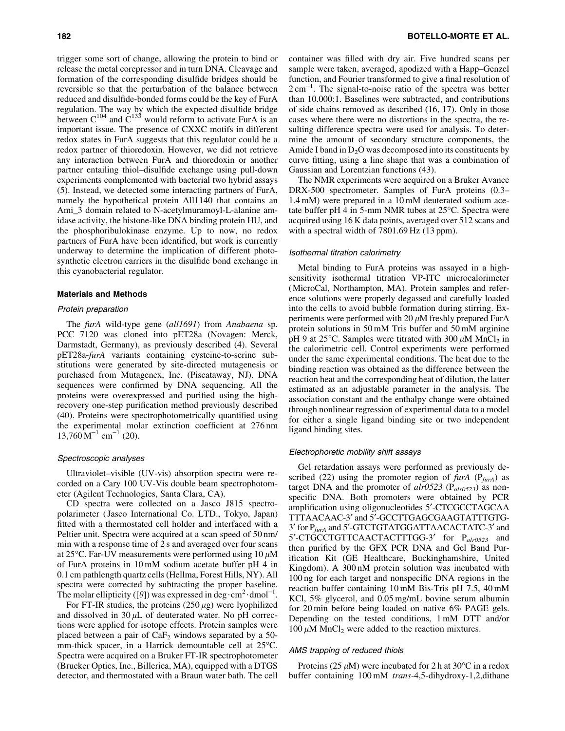trigger some sort of change, allowing the protein to bind or release the metal corepressor and in turn DNA. Cleavage and formation of the corresponding disulfide bridges should be reversible so that the perturbation of the balance between reduced and disulfide-bonded forms could be the key of FurA regulation. The way by which the expected disulfide bridge between $C^{104}$ and $C^{133}$ would reform to activate FurA is an important issue. The presence of CXXC motifs in different redox states in FurA suggests that this regulator could be a redox partner of thioredoxin. However, we did not retrieve any interaction between FurA and thioredoxin or another partner entailing thiol–disulfide exchange using pull-down experiments complemented with bacterial two hybrid assays (5). Instead, we detected some interacting partners of FurA, namely the hypothetical protein All1140 that contains an Ami_3 domain related to N-acetylmuramoyl-L-alanine amidase activity, the histone-like DNA binding protein HU, and the phosphoribulokinase enzyme. Up to now, no redox partners of FurA have been identified, but work is currently underway to determine the implication of different photosynthetic electron carriers in the disulfide bond exchange in this cyanobacterial regulator.

## Materials and Methods

### Protein preparation

The *furA* wild-type gene (*all1691*) from *Anabaena* sp. PCC 7120 was cloned into pET28a (Novagen: Merck, Darmstadt, Germany), as previously described (4). Several pET28a-*furA* variants containing cysteine-to-serine substitutions were generated by site-directed mutagenesis or purchased from Mutagenex, Inc. (Piscataway, NJ). DNA sequences were confirmed by DNA sequencing. All the proteins were overexpressed and purified using the high-recovery one-step purification method previously described (40). Proteins were spectrophotometrically quantified using the experimental molar extinction coefficient at 276 nm $13{,}760\ M^{-1}\ cm^{-1}$ (20).

### Spectroscopic analyses

Ultraviolet–visible (UV-vis) absorption spectra were recorded on a Cary 100 UV-Vis double beam spectrophotometer (Agilent Technologies, Santa Clara, CA).

CD spectra were collected on a Jasco J815 spectropolarimeter (Jasco International Co. LTD., Tokyo, Japan) fitted with a thermostated cell holder and interfaced with a Peltier unit. Spectra were acquired at a scan speed of 50 nm/min with a response time of 2 s and averaged over four scans at 25°C. Far-UV measurements were performed using 10 $\mu$M of FurA proteins in 10 mM sodium acetate buffer pH 4 in 0.1 cm pathlength quartz cells (Hellma, Forest Hills, NY). All spectra were corrected by subtracting the proper baseline. The molar ellipticity ($[\theta]$) was expressed in $deg \cdot cm^2 \cdot dmol^{-1}$.

For FT-IR studies, the proteins (250 $\mu$g) were lyophilized and dissolved in 30 $\mu$L of deuterated water. No pH corrections were applied for isotope effects. Protein samples were placed between a pair of $CaF_2$ windows separated by a 50-mm-thick spacer, in a Harrick demountable cell at 25°C. Spectra were acquired on a Bruker FT-IR spectrophotometer (Brucker Optics, Inc., Billerica, MA), equipped with a DTGS detector, and thermostated with a Braun water bath. The cell container was filled with dry air. Five hundred scans per sample were taken, averaged, apodized with a Happ–Genzel function, and Fourier transformed to give a final resolution of $2\ cm^{-1}$. The signal-to-noise ratio of the spectra was better than 10.000:1. Baselines were subtracted, and contributions of side chains removed as described (16, 17). Only in those cases where there were no distortions in the spectra, the resulting difference spectra were used for analysis. To determine the amount of secondary structure components, the Amide I band in $D_2O$ was decomposed into its constituents by curve fitting, using a line shape that was a combination of Gaussian and Lorentzian functions (43).

The NMR experiments were acquired on a Bruker Avance DRX-500 spectrometer. Samples of FurA proteins (0.3–1.4 mM) were prepared in a 10 mM deuterated sodium acetate buffer pH 4 in 5-mm NMR tubes at 25°C. Spectra were acquired using 16 K data points, averaged over 512 scans and with a spectral width of 7801.69 Hz (13 ppm).

### Isothermal titration calorimetry

Metal binding to FurA proteins was assayed in a high-sensitivity isothermal titration VP-ITC microcalorimeter (MicroCal, Northampton, MA). Protein samples and reference solutions were properly degassed and carefully loaded into the cells to avoid bubble formation during stirring. Experiments were performed with 20 $\mu$M freshly prepared FurA protein solutions in 50 mM Tris buffer and 50 mM arginine pH 9 at 25°C. Samples were titrated with 300 $\mu$M $MnCl_2$ in the calorimetric cell. Control experiments were performed under the same experimental conditions. The heat due to the binding reaction was obtained as the difference between the reaction heat and the corresponding heat of dilution, the latter estimated as an adjustable parameter in the analysis. The association constant and the enthalpy change were obtained through nonlinear regression of experimental data to a model for either a single ligand binding site or two independent ligand binding sites.

### Electrophoretic mobility shift assays

Gel retardation assays were performed as previously described (22) using the promoter region of *furA* ($P_{furA}$) as target DNA and the promoter of *alr0523* ($P_{alr0523}$) as nonspecific DNA. Both promoters were obtained by PCR amplification using oligonucleotides 5′-CTCGCCTAGCAA TTTAACAAC-3′ and 5′-GCCTTGAGCGAAGTATTTGTG-3′ for $P_{furA}$ and 5′-GTCTGTATGGATTAACACTATC-3′ and 5′-CTGCCTGTTCAACTACTTTGG-3′ for $P_{alr0523}$ and then purified by the GFX PCR DNA and Gel Band Purification Kit (GE Healthcare, Buckinghamshire, United Kingdom). A 300 nM protein solution was incubated with 100 ng for each target and nonspecific DNA regions in the reaction buffer containing 10 mM Bis-Tris pH 7.5, 40 mM KCl, 5% glycerol, and 0.05 mg/mL bovine serum albumin for 20 min before being loaded on native 6% PAGE gels. Depending on the tested conditions, 1 mM DTT and/or 100 $\mu$M $MnCl_2$ were added to the reaction mixtures.

### AMS trapping of reduced thiols

Proteins (25 $\mu$M) were incubated for 2 h at 30°C in a redox buffer containing 100 mM *trans*-4,5-dihydroxy-1,2,dithane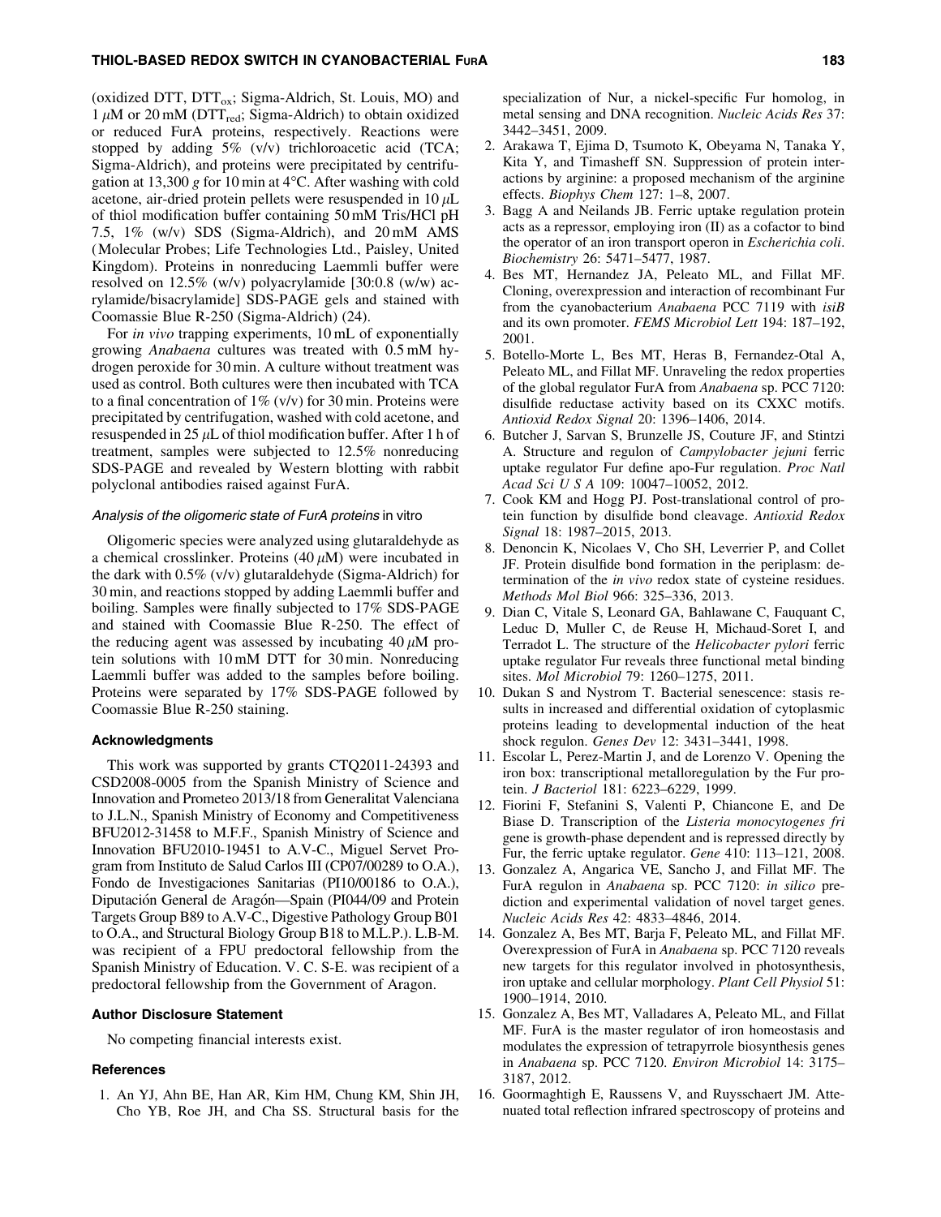(oxidized DTT, $DTT_{ox}$; Sigma-Aldrich, St. Louis, MO) and 1 $\mu$M or 20 mM ($DTT_{red}$; Sigma-Aldrich) to obtain oxidized or reduced FurA proteins, respectively. Reactions were stopped by adding 5% (v/v) trichloroacetic acid (TCA; Sigma-Aldrich), and proteins were precipitated by centrifugation at 13,300 *g* for 10 min at 4°C. After washing with cold acetone, air-dried protein pellets were resuspended in 10 $\mu$L of thiol modification buffer containing 50 mM Tris/HCl pH 7.5, 1% (w/v) SDS (Sigma-Aldrich), and 20 mM AMS (Molecular Probes; Life Technologies Ltd., Paisley, United Kingdom). Proteins in nonreducing Laemmli buffer were resolved on 12.5% (w/v) polyacrylamide [30:0.8 (w/w) acrylamide/bisacrylamide] SDS-PAGE gels and stained with Coomassie Blue R-250 (Sigma-Aldrich) (24).

For *in vivo* trapping experiments, 10 mL of exponentially growing *Anabaena* cultures was treated with 0.5 mM hydrogen peroxide for 30 min. A culture without treatment was used as control. Both cultures were then incubated with TCA to a final concentration of 1% (v/v) for 30 min. Proteins were precipitated by centrifugation, washed with cold acetone, and resuspended in 25 $\mu$L of thiol modification buffer. After 1 h of treatment, samples were subjected to 12.5% nonreducing SDS-PAGE and revealed by Western blotting with rabbit polyclonal antibodies raised against FurA.

### *Analysis of the oligomeric state of FurA proteins* in vitro

Oligomeric species were analyzed using glutaraldehyde as a chemical crosslinker. Proteins (40 $\mu$M) were incubated in the dark with 0.5% (v/v) glutaraldehyde (Sigma-Aldrich) for 30 min, and reactions stopped by adding Laemmli buffer and boiling. Samples were finally subjected to 17% SDS-PAGE and stained with Coomassie Blue R-250. The effect of the reducing agent was assessed by incubating 40 $\mu$M protein solutions with 10 mM DTT for 30 min. Nonreducing Laemmli buffer was added to the samples before boiling. Proteins were separated by 17% SDS-PAGE followed by Coomassie Blue R-250 staining.

## Acknowledgments

This work was supported by grants CTQ2011-24393 and CSD2008-0005 from the Spanish Ministry of Science and Innovation and Prometeo 2013/18 from Generalitat Valenciana to J.L.N., Spanish Ministry of Economy and Competitiveness BFU2012-31458 to M.F.F., Spanish Ministry of Science and Innovation BFU2010-19451 to A.V-C., Miguel Servet Program from Instituto de Salud Carlos III (CP07/00289 to O.A.), Fondo de Investigaciones Sanitarias (PI10/00186 to O.A.), Diputación General de Aragón—Spain (PI044/09 and Protein Targets Group B89 to A.V-C., Digestive Pathology Group B01 to O.A., and Structural Biology Group B18 to M.L.P.). L.B-M. was recipient of a FPU predoctoral fellowship from the Spanish Ministry of Education. V. C. S-E. was recipient of a predoctoral fellowship from the Government of Aragon.

## Author Disclosure Statement

No competing financial interests exist.

## References

1. An YJ, Ahn BE, Han AR, Kim HM, Chung KM, Shin JH, Cho YB, Roe JH, and Cha SS. Structural basis for the specialization of Nur, a nickel-specific Fur homolog, in metal sensing and DNA recognition. *Nucleic Acids Res* 37: 3442–3451, 2009.
2. Arakawa T, Ejima D, Tsumoto K, Obeyama N, Tanaka Y, Kita Y, and Timasheff SN. Suppression of protein interactions by arginine: a proposed mechanism of the arginine effects. *Biophys Chem* 127: 1–8, 2007.
3. Bagg A and Neilands JB. Ferric uptake regulation protein acts as a repressor, employing iron (II) as a cofactor to bind the operator of an iron transport operon in *Escherichia coli*. *Biochemistry* 26: 5471–5477, 1987.
4. Bes MT, Hernandez JA, Peleato ML, and Fillat MF. Cloning, overexpression and interaction of recombinant Fur from the cyanobacterium *Anabaena* PCC 7119 with *isiB* and its own promoter. *FEMS Microbiol Lett* 194: 187–192, 2001.
5. Botello-Morte L, Bes MT, Heras B, Fernandez-Otal A, Peleato ML, and Fillat MF. Unraveling the redox properties of the global regulator FurA from *Anabaena* sp. PCC 7120: disulfide reductase activity based on its CXXC motifs. *Antioxid Redox Signal* 20: 1396–1406, 2014.
6. Butcher J, Sarvan S, Brunzelle JS, Couture JF, and Stintzi A. Structure and regulon of *Campylobacter jejuni* ferric uptake regulator Fur define apo-Fur regulation. *Proc Natl Acad Sci U S A* 109: 10047–10052, 2012.
7. Cook KM and Hogg PJ. Post-translational control of protein function by disulfide bond cleavage. *Antioxid Redox Signal* 18: 1987–2015, 2013.
8. Denoncin K, Nicolaes V, Cho SH, Leverrier P, and Collet JF. Protein disulfide bond formation in the periplasm: determination of the *in vivo* redox state of cysteine residues. *Methods Mol Biol* 966: 325–336, 2013.
9. Dian C, Vitale S, Leonard GA, Bahlawane C, Fauquant C, Leduc D, Muller C, de Reuse H, Michaud-Soret I, and Terradot L. The structure of the *Helicobacter pylori* ferric uptake regulator Fur reveals three functional metal binding sites. *Mol Microbiol* 79: 1260–1275, 2011.
10. Dukan S and Nystrom T. Bacterial senescence: stasis results in increased and differential oxidation of cytoplasmic proteins leading to developmental induction of the heat shock regulon. *Genes Dev* 12: 3431–3441, 1998.
11. Escolar L, Perez-Martin J, and de Lorenzo V. Opening the iron box: transcriptional metalloregulation by the Fur protein. *J Bacteriol* 181: 6223–6229, 1999.
12. Fiorini F, Stefanini S, Valenti P, Chiancone E, and De Biase D. Transcription of the *Listeria monocytogenes fri* gene is growth-phase dependent and is repressed directly by Fur, the ferric uptake regulator. *Gene* 410: 113–121, 2008.
13. Gonzalez A, Angarica VE, Sancho J, and Fillat MF. The FurA regulon in *Anabaena* sp. PCC 7120: *in silico* prediction and experimental validation of novel target genes. *Nucleic Acids Res* 42: 4833–4846, 2014.
14. Gonzalez A, Bes MT, Barja F, Peleato ML, and Fillat MF. Overexpression of FurA in *Anabaena* sp. PCC 7120 reveals new targets for this regulator involved in photosynthesis, iron uptake and cellular morphology. *Plant Cell Physiol* 51: 1900–1914, 2010.
15. Gonzalez A, Bes MT, Valladares A, Peleato ML, and Fillat MF. FurA is the master regulator of iron homeostasis and modulates the expression of tetrapyrrole biosynthesis genes in *Anabaena* sp. PCC 7120. *Environ Microbiol* 14: 3175–3187, 2012.
16. Goormaghtigh E, Raussens V, and Ruysschaert JM. Attenuated total reflection infrared spectroscopy of proteins and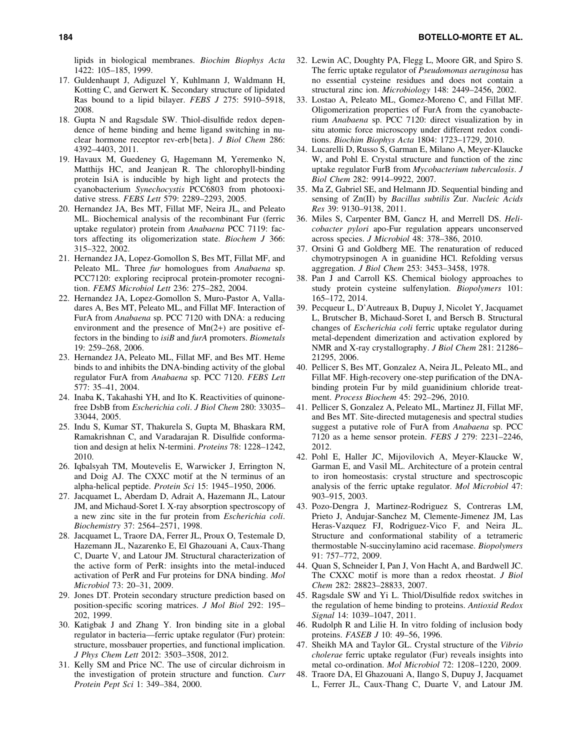lipids in biological membranes. *Biochim Biophys Acta* 1422: 105–185, 1999.

17. Guldenhaupt J, Adiguzel Y, Kuhlmann J, Waldmann H, Kotting C, and Gerwert K. Secondary structure of lipidated Ras bound to a lipid bilayer. *FEBS J* 275: 5910–5918, 2008.
18. Gupta N and Ragsdale SW. Thiol-disulfide redox dependence of heme binding and heme ligand switching in nuclear hormone receptor rev-erb{beta}. *J Biol Chem* 286: 4392–4403, 2011.
19. Havaux M, Guedeney G, Hagemann M, Yeremenko N, Matthijs HC, and Jeanjean R. The chlorophyll-binding protein IsiA is inducible by high light and protects the cyanobacterium *Synechocystis* PCC6803 from photooxidative stress. *FEBS Lett* 579: 2289–2293, 2005.
20. Hernandez JA, Bes MT, Fillat MF, Neira JL, and Peleato ML. Biochemical analysis of the recombinant Fur (ferric uptake regulator) protein from *Anabaena* PCC 7119: factors affecting its oligomerization state. *Biochem J* 366: 315–322, 2002.
21. Hernandez JA, Lopez-Gomollon S, Bes MT, Fillat MF, and Peleato ML. Three *fur* homologues from *Anabaena* sp. PCC7120: exploring reciprocal protein-promoter recognition. *FEMS Microbiol Lett* 236: 275–282, 2004.
22. Hernandez JA, Lopez-Gomollon S, Muro-Pastor A, Valladares A, Bes MT, Peleato ML, and Fillat MF. Interaction of FurA from *Anabaena* sp. PCC 7120 with DNA: a reducing environment and the presence of Mn(2+) are positive effectors in the binding to *isiB* and *furA* promoters. *Biometals* 19: 259–268, 2006.
23. Hernandez JA, Peleato ML, Fillat MF, and Bes MT. Heme binds to and inhibits the DNA-binding activity of the global regulator FurA from *Anabaena* sp. PCC 7120. *FEBS Lett* 577: 35–41, 2004.
24. Inaba K, Takahashi YH, and Ito K. Reactivities of quinone-free DsbB from *Escherichia coli*. *J Biol Chem* 280: 33035–33044, 2005.
25. Indu S, Kumar ST, Thakurela S, Gupta M, Bhaskara RM, Ramakrishnan C, and Varadarajan R. Disulfide conformation and design at helix N-termini. *Proteins* 78: 1228–1242, 2010.
26. Iqbalsyah TM, Moutevelis E, Warwicker J, Errington N, and Doig AJ. The CXXC motif at the N terminus of an alpha-helical peptide. *Protein Sci* 15: 1945–1950, 2006.
27. Jacquamet L, Aberdam D, Adrait A, Hazemann JL, Latour JM, and Michaud-Soret I. X-ray absorption spectroscopy of a new zinc site in the fur protein from *Escherichia coli*. *Biochemistry* 37: 2564–2571, 1998.
28. Jacquamet L, Traore DA, Ferrer JL, Proux O, Testemale D, Hazemann JL, Nazarenko E, El Ghazouani A, Caux-Thang C, Duarte V, and Latour JM. Structural characterization of the active form of PerR: insights into the metal-induced activation of PerR and Fur proteins for DNA binding. *Mol Microbiol* 73: 20–31, 2009.
29. Jones DT. Protein secondary structure prediction based on position-specific scoring matrices. *J Mol Biol* 292: 195–202, 1999.
30. Katigbak J and Zhang Y. Iron binding site in a global regulator in bacteria—ferric uptake regulator (Fur) protein: structure, mossbauer properties, and functional implication. *J Phys Chem Lett* 2012: 3503–3508, 2012.
31. Kelly SM and Price NC. The use of circular dichroism in the investigation of protein structure and function. *Curr Protein Pept Sci* 1: 349–384, 2000.
32. Lewin AC, Doughty PA, Flegg L, Moore GR, and Spiro S. The ferric uptake regulator of *Pseudomonas aeruginosa* has no essential cysteine residues and does not contain a structural zinc ion. *Microbiology* 148: 2449–2456, 2002.
33. Lostao A, Peleato ML, Gomez-Moreno C, and Fillat MF. Oligomerization properties of FurA from the cyanobacterium *Anabaena* sp. PCC 7120: direct visualization by in situ atomic force microscopy under different redox conditions. *Biochim Biophys Acta* 1804: 1723–1729, 2010.
34. Lucarelli D, Russo S, Garman E, Milano A, Meyer-Klaucke W, and Pohl E. Crystal structure and function of the zinc uptake regulator FurB from *Mycobacterium tuberculosis*. *J Biol Chem* 282: 9914–9922, 2007.
35. Ma Z, Gabriel SE, and Helmann JD. Sequential binding and sensing of Zn(II) by *Bacillus subtilis* Zur. *Nucleic Acids Res* 39: 9130–9138, 2011.
36. Miles S, Carpenter BM, Gancz H, and Merrell DS. *Helicobacter pylori* apo-Fur regulation appears unconserved across species. *J Microbiol* 48: 378–386, 2010.
37. Orsini G and Goldberg ME. The renaturation of reduced chymotrypsinogen A in guanidine HCl. Refolding versus aggregation. *J Biol Chem* 253: 3453–3458, 1978.
38. Pan J and Carroll KS. Chemical biology approaches to study protein cysteine sulfenylation. *Biopolymers* 101: 165–172, 2014.
39. Pecqueur L, D'Autreaux B, Dupuy J, Nicolet Y, Jacquamet L, Brutscher B, Michaud-Soret I, and Bersch B. Structural changes of *Escherichia coli* ferric uptake regulator during metal-dependent dimerization and activation explored by NMR and X-ray crystallography. *J Biol Chem* 281: 21286–21295, 2006.
40. Pellicer S, Bes MT, Gonzalez A, Neira JL, Peleato ML, and Fillat MF. High-recovery one-step purification of the DNA-binding protein Fur by mild guanidinium chloride treatment. *Process Biochem* 45: 292–296, 2010.
41. Pellicer S, Gonzalez A, Peleato ML, Martinez JI, Fillat MF, and Bes MT. Site-directed mutagenesis and spectral studies suggest a putative role of FurA from *Anabaena* sp. PCC 7120 as a heme sensor protein. *FEBS J* 279: 2231–2246, 2012.
42. Pohl E, Haller JC, Mijovilovich A, Meyer-Klaucke W, Garman E, and Vasil ML. Architecture of a protein central to iron homeostasis: crystal structure and spectroscopic analysis of the ferric uptake regulator. *Mol Microbiol* 47: 903–915, 2003.
43. Pozo-Dengra J, Martinez-Rodriguez S, Contreras LM, Prieto J, Andujar-Sanchez M, Clemente-Jimenez JM, Las Heras-Vazquez FJ, Rodriguez-Vico F, and Neira JL. Structure and conformational stability of a tetrameric thermostable N-succinylamino acid racemase. *Biopolymers* 91: 757–772, 2009.
44. Quan S, Schneider I, Pan J, Von Hacht A, and Bardwell JC. The CXXC motif is more than a redox rheostat. *J Biol Chem* 282: 28823–28833, 2007.
45. Ragsdale SW and Yi L. Thiol/Disulfide redox switches in the regulation of heme binding to proteins. *Antioxid Redox Signal* 14: 1039–1047, 2011.
46. Rudolph R and Lilie H. In vitro folding of inclusion body proteins. *FASEB J* 10: 49–56, 1996.
47. Sheikh MA and Taylor GL. Crystal structure of the *Vibrio cholerae* ferric uptake regulator (Fur) reveals insights into metal co-ordination. *Mol Microbiol* 72: 1208–1220, 2009.
48. Traore DA, El Ghazouani A, Ilango S, Dupuy J, Jacquamet L, Ferrer JL, Caux-Thang C, Duarte V, and Latour JM.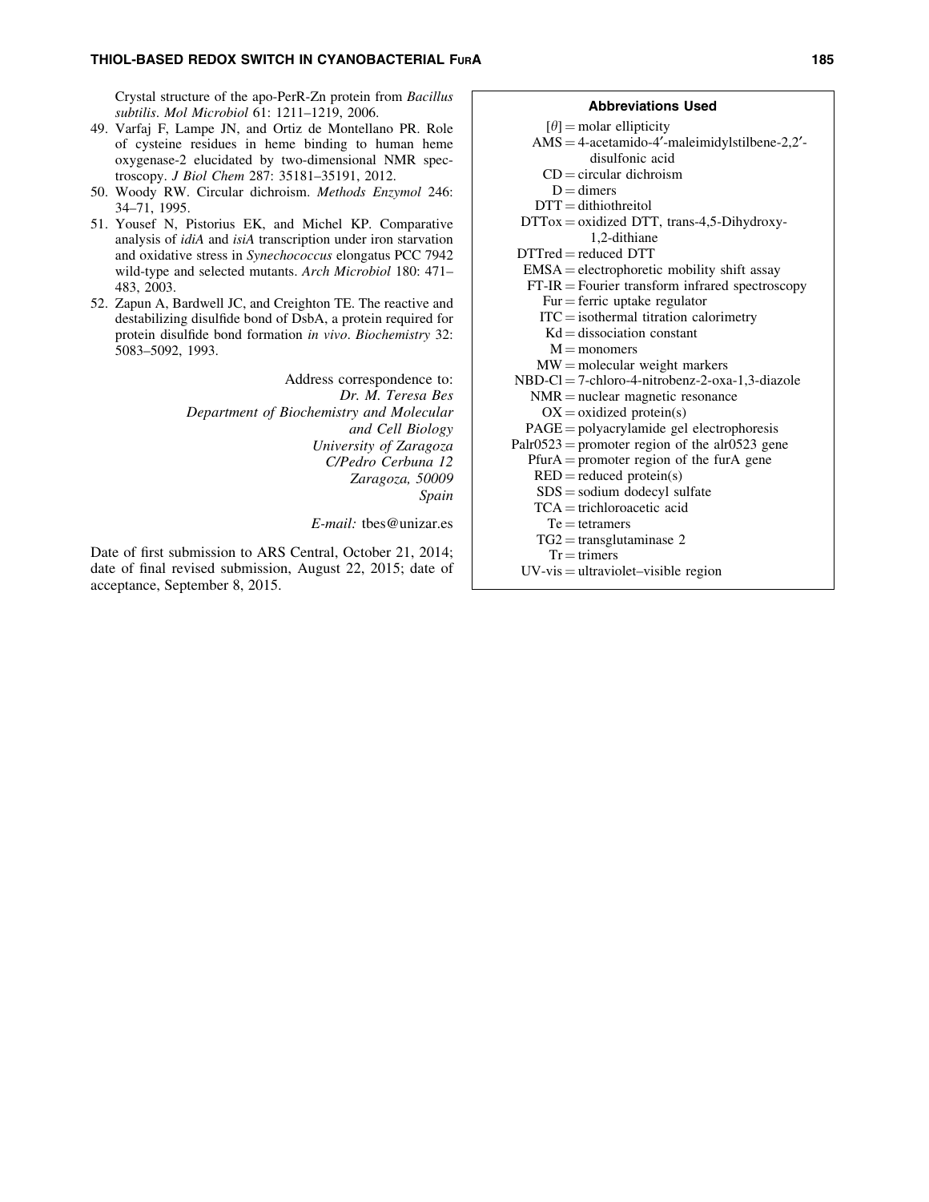Crystal structure of the apo-PerR-Zn protein from *Bacillus subtilis*. *Mol Microbiol* 61: 1211–1219, 2006.

49. Varfaj F, Lampe JN, and Ortiz de Montellano PR. Role of cysteine residues in heme binding to human heme oxygenase-2 elucidated by two-dimensional NMR spectroscopy. *J Biol Chem* 287: 35181–35191, 2012.
50. Woody RW. Circular dichroism. *Methods Enzymol* 246: 34–71, 1995.
51. Yousef N, Pistorius EK, and Michel KP. Comparative analysis of *idiA* and *isiA* transcription under iron starvation and oxidative stress in *Synechococcus* elongatus PCC 7942 wild-type and selected mutants. *Arch Microbiol* 180: 471–483, 2003.
52. Zapun A, Bardwell JC, and Creighton TE. The reactive and destabilizing disulfide bond of DsbA, a protein required for protein disulfide bond formation *in vivo*. *Biochemistry* 32: 5083–5092, 1993.

Address correspondence to:
*Dr. M. Teresa Bes*
*Department of Biochemistry and Molecular and Cell Biology*
*University of Zaragoza*
*C/Pedro Cerbuna 12*
*Zaragoza, 50009*
*Spain*

*E-mail:* tbes@unizar.es

Date of first submission to ARS Central, October 21, 2014; date of final revised submission, August 22, 2015; date of acceptance, September 8, 2015.

**Abbreviations Used**

$[\theta]$ = molar ellipticity
AMS = 4-acetamido-4′-maleimidylstilbene-2,2′-disulfonic acid
CD = circular dichroism
D = dimers
DTT = dithiothreitol
DTTox = oxidized DTT, trans-4,5-Dihydroxy-1,2-dithiane
DTTred = reduced DTT
EMSA = electrophoretic mobility shift assay
FT-IR = Fourier transform infrared spectroscopy
Fur = ferric uptake regulator
ITC = isothermal titration calorimetry
Kd = dissociation constant
M = monomers
MW = molecular weight markers
NBD-Cl = 7-chloro-4-nitrobenz-2-oxa-1,3-diazole
NMR = nuclear magnetic resonance
OX = oxidized protein(s)
PAGE = polyacrylamide gel electrophoresis
Palr0523 = promoter region of the alr0523 gene
PfurA = promoter region of the furA gene
RED = reduced protein(s)
SDS = sodium dodecyl sulfate
TCA = trichloroacetic acid
Te = tetramers
TG2 = transglutaminase 2
Tr = trimers
UV-vis = ultraviolet–visible region